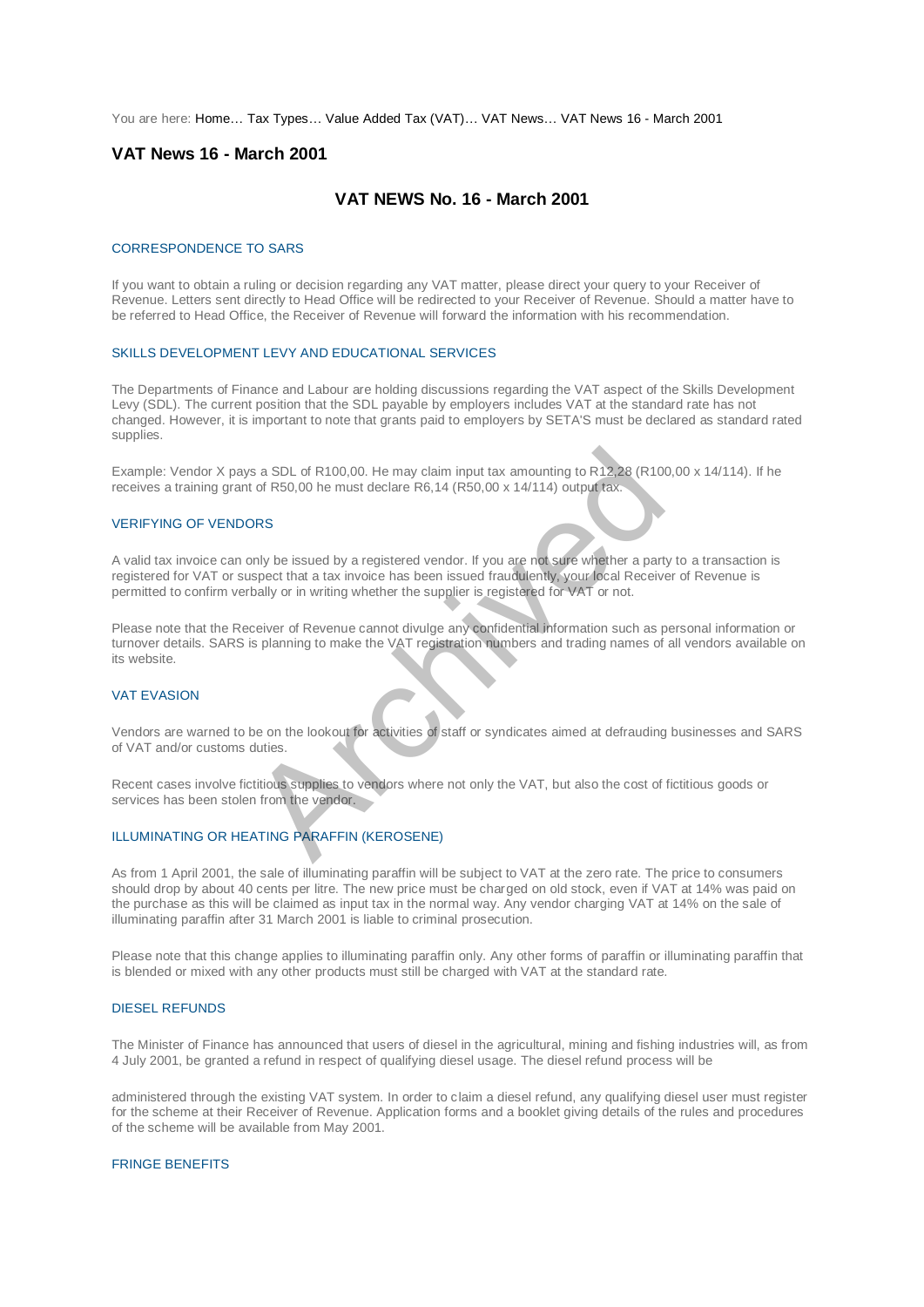You are here: Home… Tax Types… Value Added Tax (VAT)… VAT News… VAT News 16 - March 2001

# VAT News 16 - March 2001

## VAT NEWS No. 16 - March 2001

### CORRESPONDENCE TO SARS

If you want to obtain a ruling or decision regarding any VAT matter, please direct your query to your Receiver of Revenue. Letters sent directly to Head Office will be redirected to your Receiver of Revenue. Should a matter have to be referred to Head Office, the Receiver of Revenue will forward the information with his recommendation.

### SKILLS DEVELOPMENT LEVY AND EDUCATIONAL SERVICES

The Departments of Finance and Labour are holding discussions regarding the VAT aspect of the Skills Development Levy (SDL). The current position that the SDL payable by employers includes VAT at the standard rate has not changed. However, it is important to note that grants paid to employers by SETA'S must be declared as standard rated supplies.

Example: Vendor X pays a SDL of R100,00. He may claim input tax amounting to R12,28 (R100,00 x 14/114). If he receives a training grant of R50,00 he must declare R6,14 (R50,00 x 14/114) output tax.

### VERIFYING OF VENDORS

A valid tax invoice can only be issued by a registered vendor. If you are not sure whether a party to a transaction is registered for VAT or suspect that a tax invoice has been issued fraudulently, your local Receiver of Revenue is permitted to confirm verbally or in writing whether the supplier is registered for VAT or not.

Please note that the Receiver of Revenue cannot divulge any confidential information such as personal information or turnover details. SARS is planning to make the VAT registration numbers and trading names of all vendors available on its website.

### VAT EVASION

Vendors are warned to be on the lookout for activities of staff or syndicates aimed at defrauding businesses and SARS of VAT and/or customs duties.

Recent cases involve fictitious supplies to vendors where not only the VAT, but also the cost of fictitious goods or services has been stolen from the vendor.

### ILLUMINATING OR HEATING PARAFFIN (KEROSENE)

As from 1 April 2001, the sale of illuminating paraffin will be subject to VAT at the zero rate. The price to consumers should drop by about 40 cents per litre. The new price must be charged on old stock, even if VAT at 14% was paid on the purchase as this will be claimed as input tax in the normal way. Any vendor charging VAT at 14% on the sale of illuminating paraffin after 31 March 2001 is liable to criminal prosecution.

Please note that this change applies to illuminating paraffin only. Any other forms of paraffin or illuminating paraffin that is blended or mixed with any other products must still be charged with VAT at the standard rate.

### DIESEL REFUNDS

The Minister of Finance has announced that users of diesel in the agricultural, mining and fishing industries will, as from 4 July 2001, be granted a refund in respect of qualifying diesel usage. The diesel refund process will be administered through the existing VAT system. In order to claim a diesel refund, any qualifying diesel user must register for the scheme at their Receiver of Revenue. Application forms and a booklet giving details of the rules and procedures of the scheme will be available from May 2001.

### FRINGE BENEFITS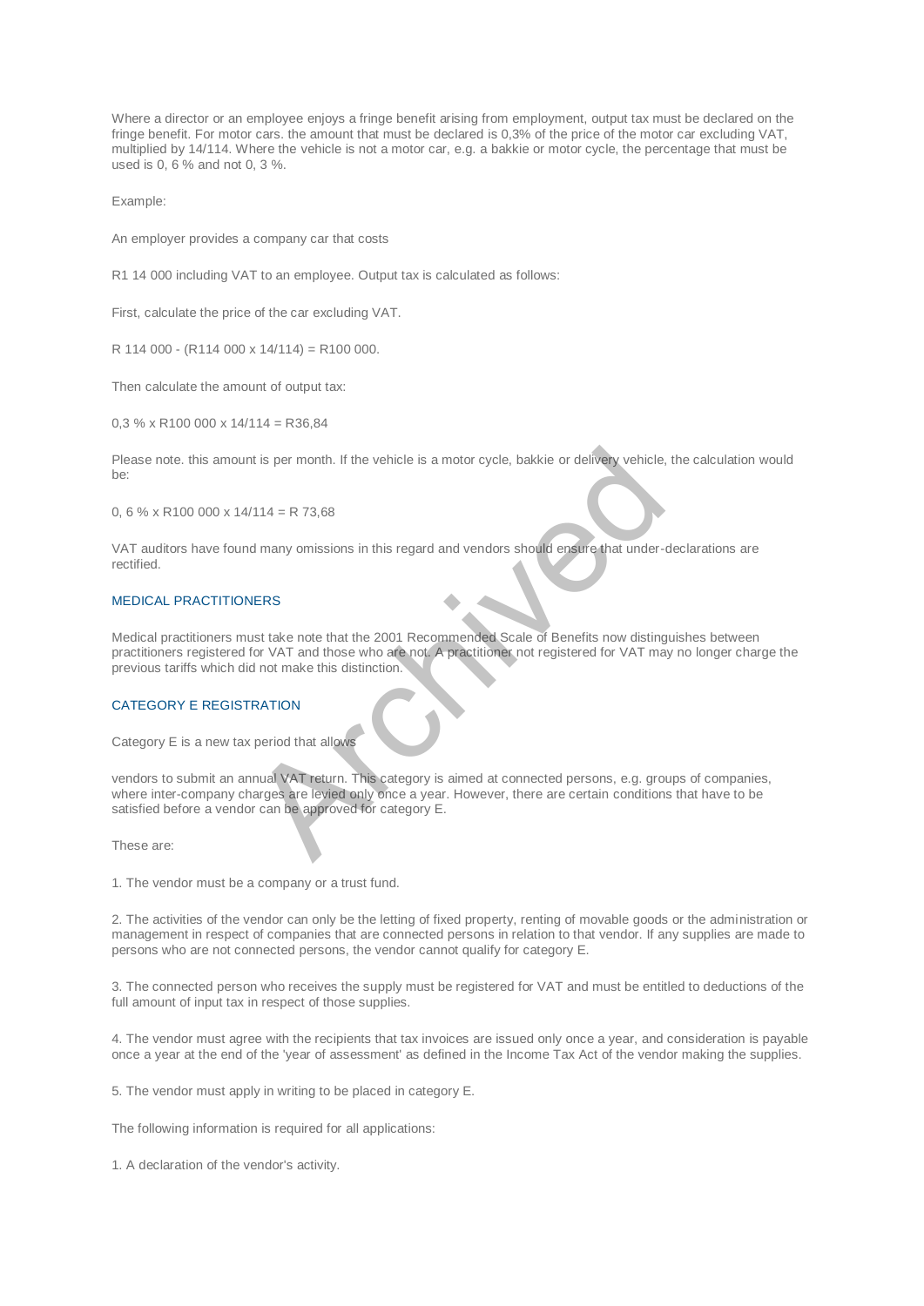Where a director or an employee enjoys a fringe benefit arising from employment, output tax must be declared on the fringe benefit. For motor cars. the amount that must be declared is 0,3% of the price of the motor car excluding VAT, multiplied by 14/114. Where the vehicle is not a motor car, e.g. a bakkie or motor cycle, the percentage that must be used is 0, 6 % and not 0, 3 %.

Example:

An employer provides a company car that costs

R1 14 000 including VAT to an employee. Output tax is calculated as follows:

First, calculate the price of the car excluding VAT.

R 114 000 - (R114 000 x 14/114) = R100 000.

Then calculate the amount of output tax:

0,3 % x R100 000 x 14/114 = R36,84

Please note. this amount is per month. If the vehicle is a motor cycle, bakkie or delivery vehicle, the calculation would be:

0, 6 % x R100 000 x 14/114 = R 73,68

VAT auditors have found many omissions in this regard and vendors should ensure that under-declarations are rectified.

## MEDICAL PRACTITIONERS

Medical practitioners must take note that the 2001 Recommended Scale of Benefits now distinguishes between practitioners registered for VAT and those who are not. A practitioner not registered for VAT may no longer charge the previous tariffs which did not make this distinction.

## CATEGORY E REGISTRATION

Category E is a new tax period that allows

vendors to submit an annual VAT return. This category is aimed at connected persons, e.g. groups of companies, where inter-company charges are levied only once a year. However, there are certain conditions that have to be satisfied before a vendor can be approved for category E.

These are:

1. The vendor must be a company or a trust fund.

2. The activities of the vendor can only be the letting of fixed property, renting of movable goods or the administration or management in respect of companies that are connected persons in relation to that vendor. If any supplies are made to persons who are not connected persons, the vendor cannot qualify for category E.

3. The connected person who receives the supply must be registered for VAT and must be entitled to deductions of the full amount of input tax in respect of those supplies.

4. The vendor must agree with the recipients that tax invoices are issued only once a year, and consideration is payable once a year at the end of the 'year of assessment' as defined in the Income Tax Act of the vendor making the supplies.

5. The vendor must apply in writing to be placed in category E.

The following information is required for all applications:

1. A declaration of the vendor's activity.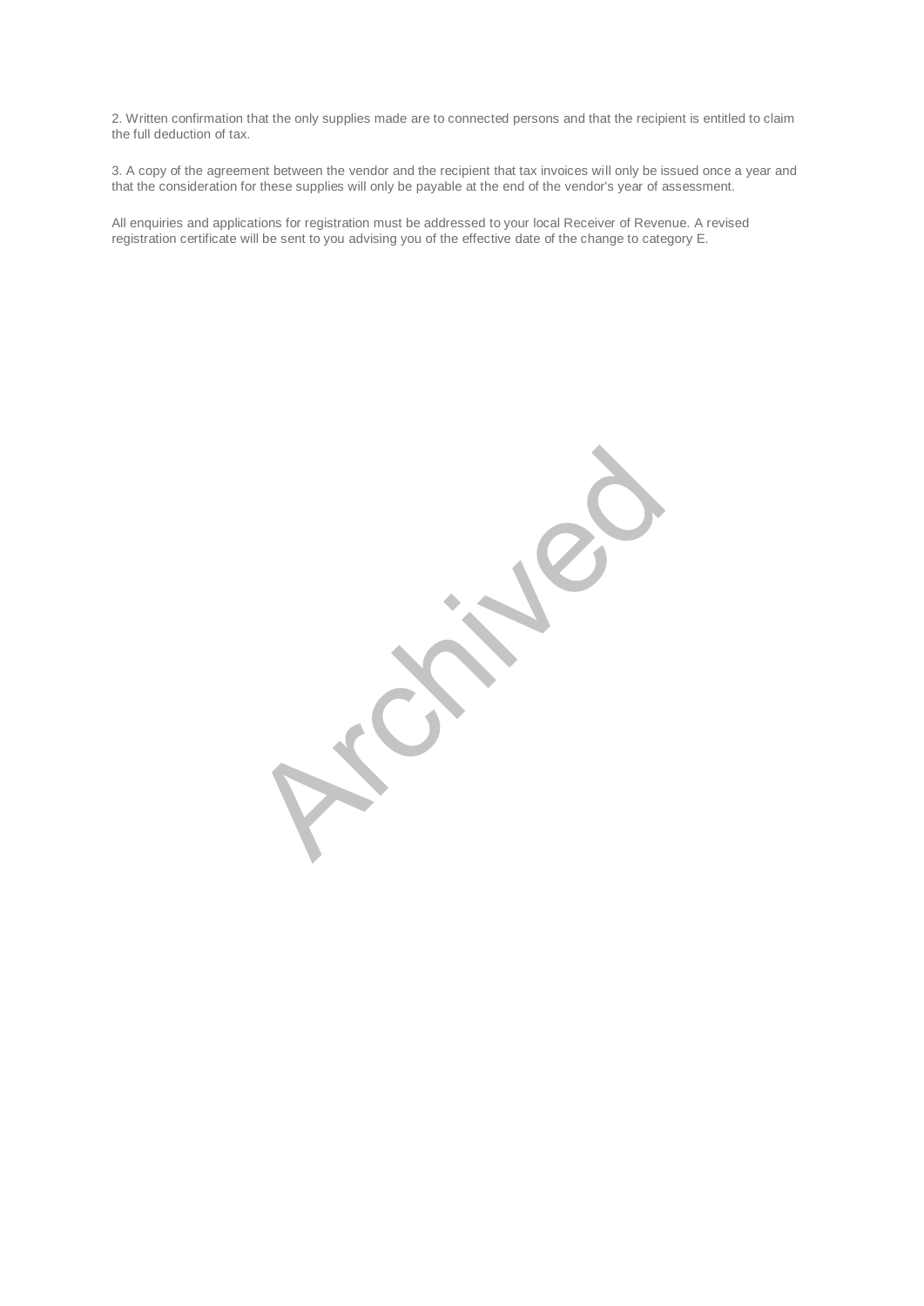2. Written confirmation that the only supplies made are to connected persons and that the recipient is entitled to claim the full deduction of tax.

3. A copy of the agreement between the vendor and the recipient that tax invoices will only be issued once a year and that the consideration for these supplies will only be payable at the end of the vendor's year of assessment.

All enquiries and applications for registration must be addressed to your local Receiver of Revenue. A revised registration certificate will be sent to you advising you of the effective date of the change to category E.